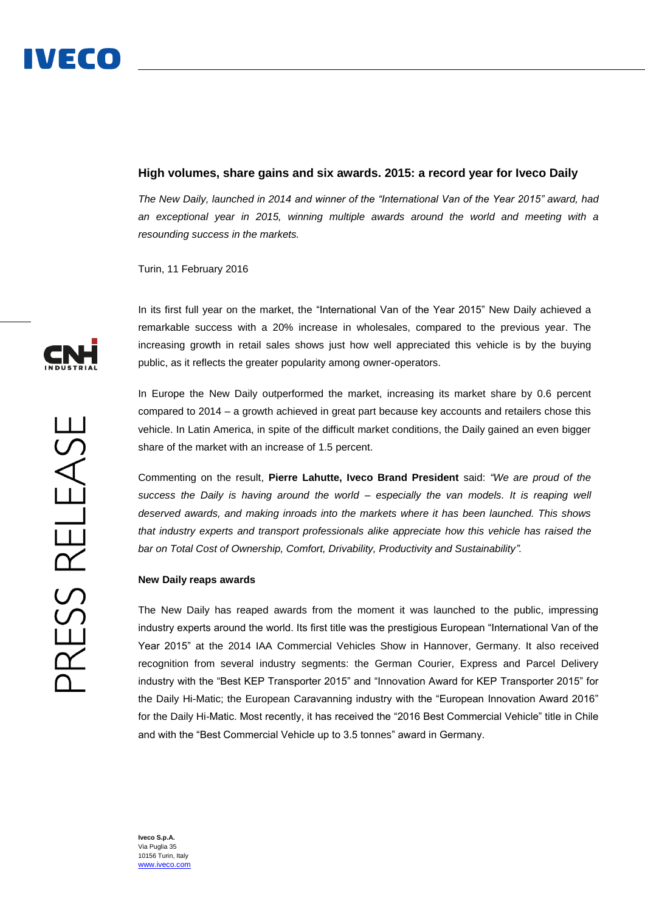# High volumes, share gains and six awards. 2015: a record year for Iveco Daily

*The New Daily, launched in 2014 and winner of the "International Van of the Year 2015" award, had an exceptional year in 2015, winning multiple awards around the world and meeting with a resounding success in the markets.*

Turin, 11 February 2016

In its first full year on the market, the "International Van of the Year 2015" New Daily achieved a remarkable success with a 20% increase in wholesales, compared to the previous year. The increasing growth in retail sales shows just how well appreciated this vehicle is by the buying public, as it reflects the greater popularity among owner-operators.

In Europe the New Daily outperformed the market, increasing its market share by 0.6 percent compared to 2014 – a growth achieved in great part because key accounts and retailers chose this vehicle. In Latin America, in spite of the difficult market conditions, the Daily gained an even bigger share of the market with an increase of 1.5 percent.

Commenting on the result, **Pierre Lahutte, Iveco Brand President** said: *"We are proud of the success the Daily is having around the world – especially the van models. It is reaping well deserved awards, and making inroads into the markets where it has been launched. This shows that industry experts and transport professionals alike appreciate how this vehicle has raised the bar on Total Cost of Ownership, Comfort, Drivability, Productivity and Sustainability".*

## New Daily reaps awards

The New Daily has reaped awards from the moment it was launched to the public, impressing industry experts around the world. Its first title was the prestigious European "International Van of the Year 2015" at the 2014 IAA Commercial Vehicles Show in Hannover, Germany. It also received recognition from several industry segments: the German Courier, Express and Parcel Delivery industry with the "Best KEP Transporter 2015" and "Innovation Award for KEP Transporter 2015" for the Daily Hi-Matic; the European Caravanning industry with the "European Innovation Award 2016" for the Daily Hi-Matic. Most recently, it has received the "2016 Best Commercial Vehicle" title in Chile and with the "Best Commercial Vehicle up to 3.5 tonnes" award in Germany.

**Iveco S.p.A.**
Via Puglia 35
10156 Turin, Italy
www.iveco.com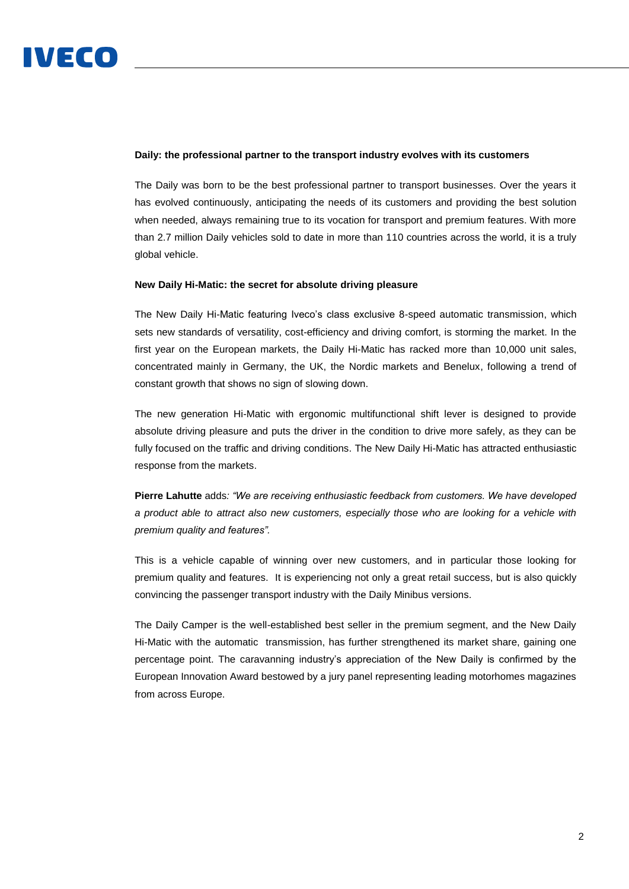**Daily: the professional partner to the transport industry evolves with its customers**

The Daily was born to be the best professional partner to transport businesses. Over the years it has evolved continuously, anticipating the needs of its customers and providing the best solution when needed, always remaining true to its vocation for transport and premium features. With more than 2.7 million Daily vehicles sold to date in more than 110 countries across the world, it is a truly global vehicle.

**New Daily Hi-Matic: the secret for absolute driving pleasure**

The New Daily Hi-Matic featuring Iveco's class exclusive 8-speed automatic transmission, which sets new standards of versatility, cost-efficiency and driving comfort, is storming the market. In the first year on the European markets, the Daily Hi-Matic has racked more than 10,000 unit sales, concentrated mainly in Germany, the UK, the Nordic markets and Benelux, following a trend of constant growth that shows no sign of slowing down.

The new generation Hi-Matic with ergonomic multifunctional shift lever is designed to provide absolute driving pleasure and puts the driver in the condition to drive more safely, as they can be fully focused on the traffic and driving conditions. The New Daily Hi-Matic has attracted enthusiastic response from the markets.

**Pierre Lahutte** adds*: "We are receiving enthusiastic feedback from customers. We have developed a product able to attract also new customers, especially those who are looking for a vehicle with premium quality and features".*

This is a vehicle capable of winning over new customers, and in particular those looking for premium quality and features. It is experiencing not only a great retail success, but is also quickly convincing the passenger transport industry with the Daily Minibus versions.

The Daily Camper is the well-established best seller in the premium segment, and the New Daily Hi-Matic with the automatic transmission, has further strengthened its market share, gaining one percentage point. The caravanning industry's appreciation of the New Daily is confirmed by the European Innovation Award bestowed by a jury panel representing leading motorhomes magazines from across Europe.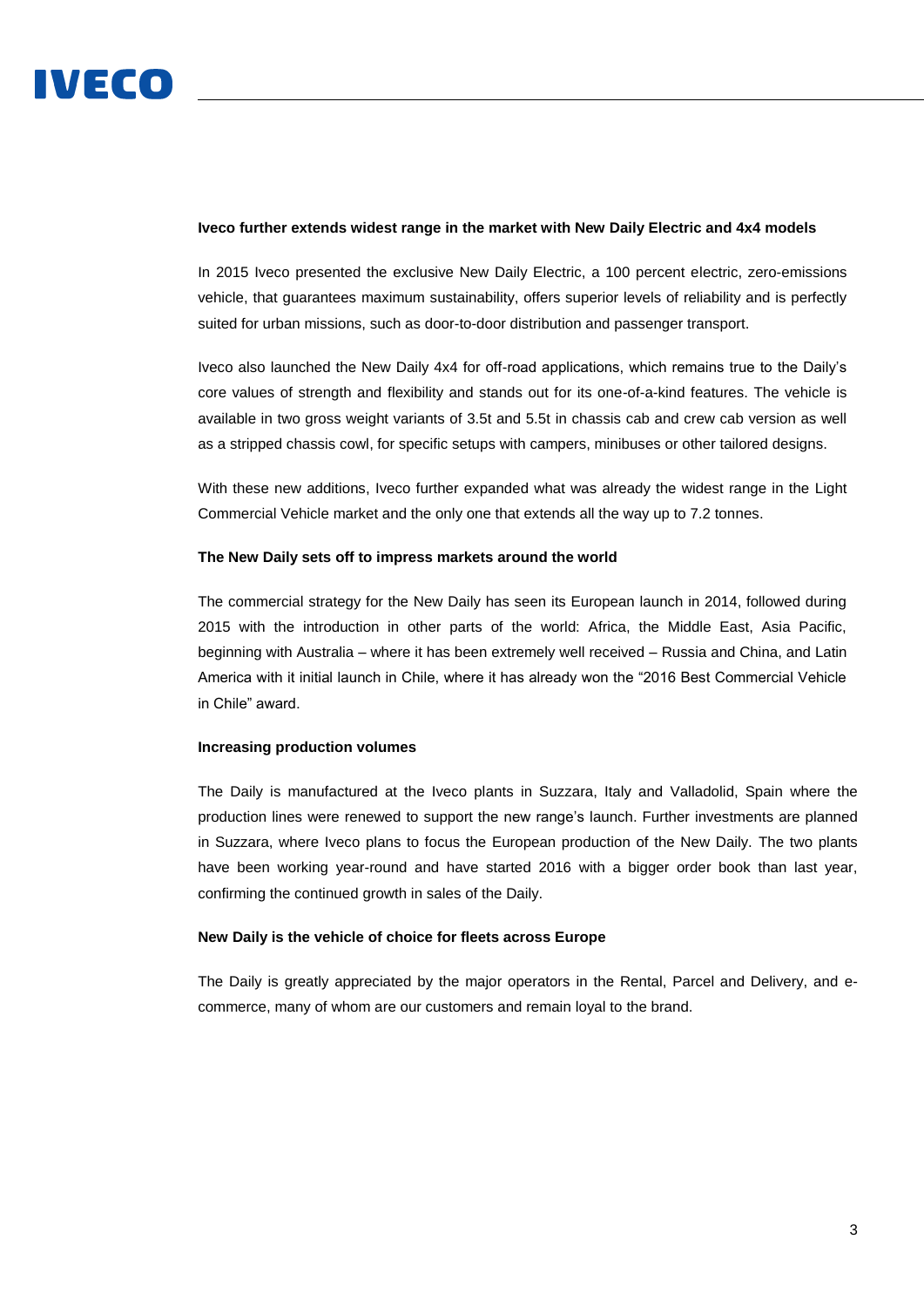**Iveco further extends widest range in the market with New Daily Electric and 4x4 models**

In 2015 Iveco presented the exclusive New Daily Electric, a 100 percent electric, zero-emissions vehicle, that guarantees maximum sustainability, offers superior levels of reliability and is perfectly suited for urban missions, such as door-to-door distribution and passenger transport.

Iveco also launched the New Daily 4x4 for off-road applications, which remains true to the Daily's core values of strength and flexibility and stands out for its one-of-a-kind features. The vehicle is available in two gross weight variants of 3.5t and 5.5t in chassis cab and crew cab version as well as a stripped chassis cowl, for specific setups with campers, minibuses or other tailored designs.

With these new additions, Iveco further expanded what was already the widest range in the Light Commercial Vehicle market and the only one that extends all the way up to 7.2 tonnes.

**The New Daily sets off to impress markets around the world**

The commercial strategy for the New Daily has seen its European launch in 2014, followed during 2015 with the introduction in other parts of the world: Africa, the Middle East, Asia Pacific, beginning with Australia – where it has been extremely well received – Russia and China, and Latin America with it initial launch in Chile, where it has already won the "2016 Best Commercial Vehicle in Chile" award.

**Increasing production volumes**

The Daily is manufactured at the Iveco plants in Suzzara, Italy and Valladolid, Spain where the production lines were renewed to support the new range's launch. Further investments are planned in Suzzara, where Iveco plans to focus the European production of the New Daily. The two plants have been working year-round and have started 2016 with a bigger order book than last year, confirming the continued growth in sales of the Daily.

**New Daily is the vehicle of choice for fleets across Europe**

The Daily is greatly appreciated by the major operators in the Rental, Parcel and Delivery, and e-commerce, many of whom are our customers and remain loyal to the brand.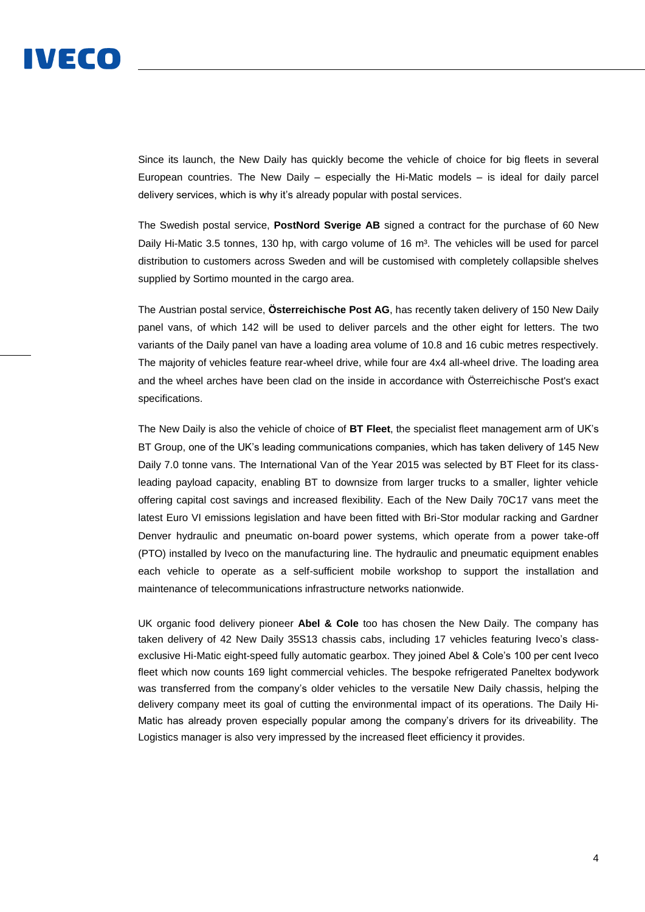Since its launch, the New Daily has quickly become the vehicle of choice for big fleets in several European countries. The New Daily – especially the Hi-Matic models – is ideal for daily parcel delivery services, which is why it's already popular with postal services.

The Swedish postal service, **PostNord Sverige AB** signed a contract for the purchase of 60 New Daily Hi-Matic 3.5 tonnes, 130 hp, with cargo volume of 16 m³. The vehicles will be used for parcel distribution to customers across Sweden and will be customised with completely collapsible shelves supplied by Sortimo mounted in the cargo area.

The Austrian postal service, **Österreichische Post AG**, has recently taken delivery of 150 New Daily panel vans, of which 142 will be used to deliver parcels and the other eight for letters. The two variants of the Daily panel van have a loading area volume of 10.8 and 16 cubic metres respectively. The majority of vehicles feature rear-wheel drive, while four are 4x4 all-wheel drive. The loading area and the wheel arches have been clad on the inside in accordance with Österreichische Post's exact specifications.

The New Daily is also the vehicle of choice of **BT Fleet**, the specialist fleet management arm of UK's BT Group, one of the UK's leading communications companies, which has taken delivery of 145 New Daily 7.0 tonne vans. The International Van of the Year 2015 was selected by BT Fleet for its class-leading payload capacity, enabling BT to downsize from larger trucks to a smaller, lighter vehicle offering capital cost savings and increased flexibility. Each of the New Daily 70C17 vans meet the latest Euro VI emissions legislation and have been fitted with Bri-Stor modular racking and Gardner Denver hydraulic and pneumatic on-board power systems, which operate from a power take-off (PTO) installed by Iveco on the manufacturing line. The hydraulic and pneumatic equipment enables each vehicle to operate as a self-sufficient mobile workshop to support the installation and maintenance of telecommunications infrastructure networks nationwide.

UK organic food delivery pioneer **Abel & Cole** too has chosen the New Daily. The company has taken delivery of 42 New Daily 35S13 chassis cabs, including 17 vehicles featuring Iveco's class-exclusive Hi-Matic eight-speed fully automatic gearbox. They joined Abel & Cole's 100 per cent Iveco fleet which now counts 169 light commercial vehicles. The bespoke refrigerated Paneltex bodywork was transferred from the company's older vehicles to the versatile New Daily chassis, helping the delivery company meet its goal of cutting the environmental impact of its operations. The Daily Hi-Matic has already proven especially popular among the company's drivers for its driveability. The Logistics manager is also very impressed by the increased fleet efficiency it provides.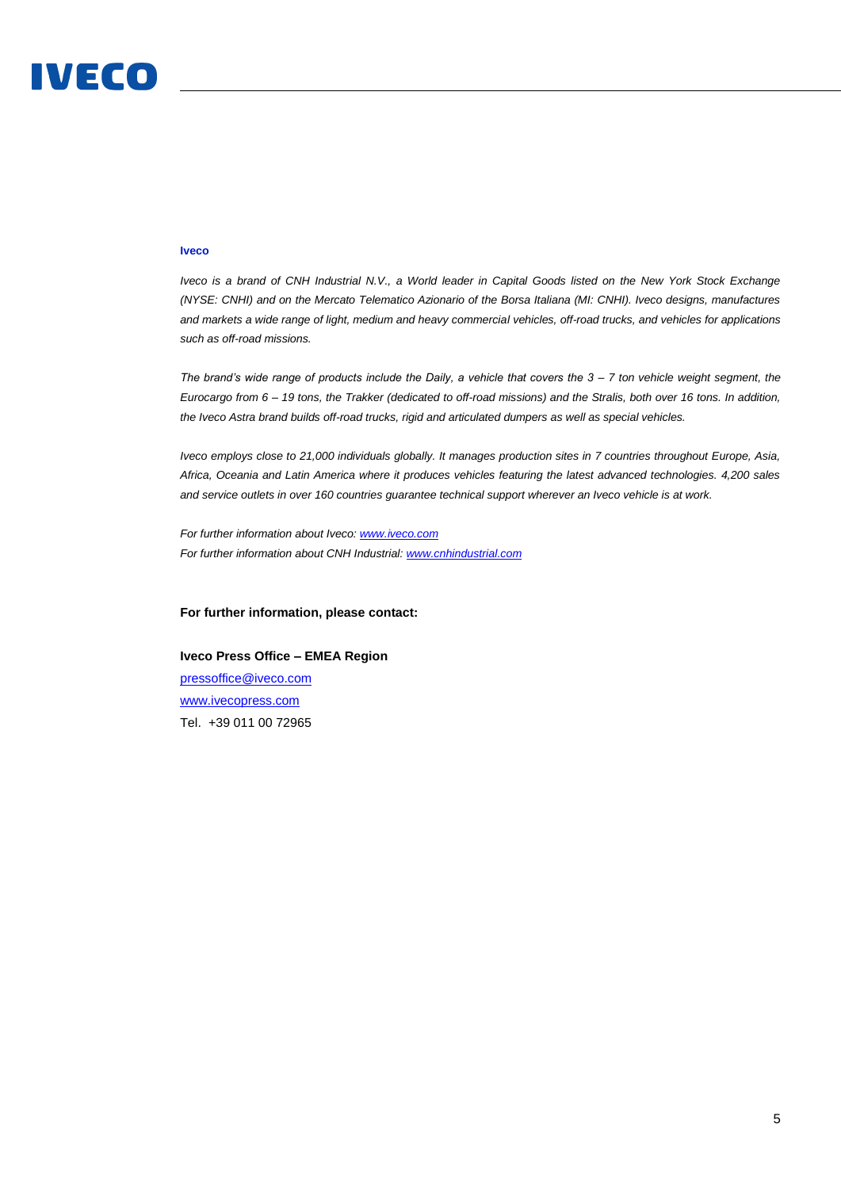**Iveco**

*Iveco is a brand of CNH Industrial N.V., a World leader in Capital Goods listed on the New York Stock Exchange (NYSE: CNHI) and on the Mercato Telematico Azionario of the Borsa Italiana (MI: CNHI). Iveco designs, manufactures and markets a wide range of light, medium and heavy commercial vehicles, off-road trucks, and vehicles for applications such as off-road missions.*

*The brand's wide range of products include the Daily, a vehicle that covers the 3 – 7 ton vehicle weight segment, the Eurocargo from 6 – 19 tons, the Trakker (dedicated to off-road missions) and the Stralis, both over 16 tons. In addition, the Iveco Astra brand builds off-road trucks, rigid and articulated dumpers as well as special vehicles.*

*Iveco employs close to 21,000 individuals globally. It manages production sites in 7 countries throughout Europe, Asia, Africa, Oceania and Latin America where it produces vehicles featuring the latest advanced technologies. 4,200 sales and service outlets in over 160 countries guarantee technical support wherever an Iveco vehicle is at work.*

*For further information about Iveco: [www.iveco.com](http://www.iveco.com)*
*For further information about CNH Industrial: [www.cnhindustrial.com](http://www.cnhindustrial.com)*

**For further information, please contact:**

**Iveco Press Office – EMEA Region**
[pressoffice@iveco.com](mailto:pressoffice@iveco.com)
[www.ivecopress.com](http://www.ivecopress.com)
Tel. +39 011 00 72965